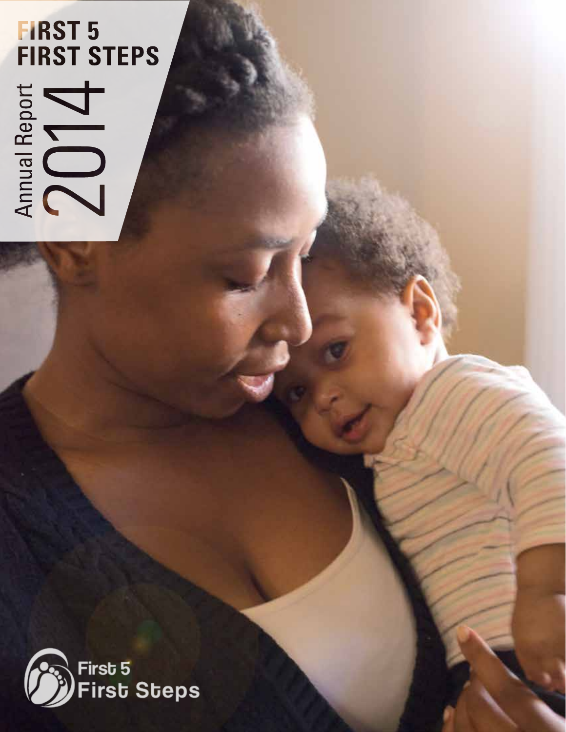# FIRST 5 FIRST STEPS

Annual Report 2014

First 5 First Steps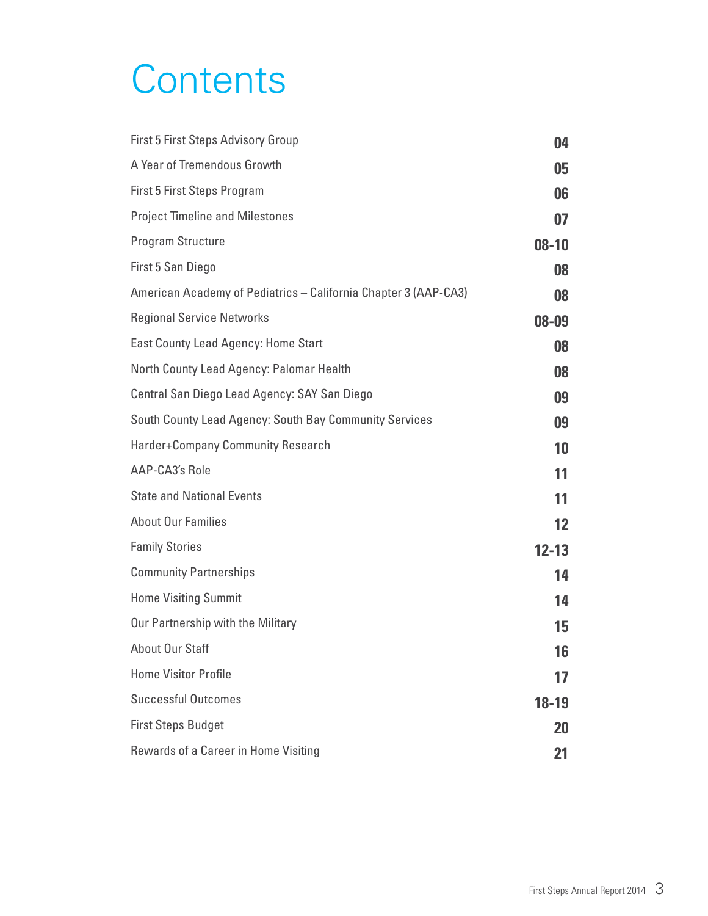# Contents

| | |
|---|---|
| First 5 First Steps Advisory Group | 04 |
| A Year of Tremendous Growth | 05 |
| First 5 First Steps Program | 06 |
| Project Timeline and Milestones | 07 |
| Program Structure | 08-10 |
| First 5 San Diego | 08 |
| American Academy of Pediatrics – California Chapter 3 (AAP-CA3) | 08 |
| Regional Service Networks | 08-09 |
| East County Lead Agency: Home Start | 08 |
| North County Lead Agency: Palomar Health | 08 |
| Central San Diego Lead Agency: SAY San Diego | 09 |
| South County Lead Agency: South Bay Community Services | 09 |
| Harder+Company Community Research | 10 |
| AAP-CA3's Role | 11 |
| State and National Events | 11 |
| About Our Families | 12 |
| Family Stories | 12-13 |
| Community Partnerships | 14 |
| Home Visiting Summit | 14 |
| Our Partnership with the Military | 15 |
| About Our Staff | 16 |
| Home Visitor Profile | 17 |
| Successful Outcomes | 18-19 |
| First Steps Budget | 20 |
| Rewards of a Career in Home Visiting | 21 |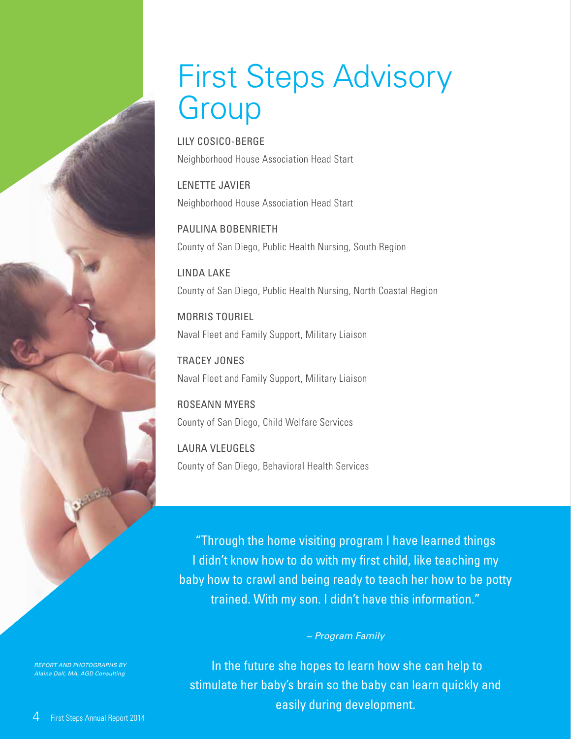# First Steps Advisory Group

LILY COSICO-BERGE
Neighborhood House Association Head Start

LENETTE JAVIER
Neighborhood House Association Head Start

PAULINA BOBENRIETH
County of San Diego, Public Health Nursing, South Region

LINDA LAKE
County of San Diego, Public Health Nursing, North Coastal Region

MORRIS TOURIEL
Naval Fleet and Family Support, Military Liaison

TRACEY JONES
Naval Fleet and Family Support, Military Liaison

ROSEANN MYERS
County of San Diego, Child Welfare Services

LAURA VLEUGELS
County of San Diego, Behavioral Health Services

"Through the home visiting program I have learned things I didn't know how to do with my first child, like teaching my baby how to crawl and being ready to teach her how to be potty trained. With my son. I didn't have this information."

*~ Program Family*

In the future she hopes to learn how she can help to stimulate her baby's brain so the baby can learn quickly and easily during development.

*REPORT AND PHOTOGRAPHS BY Alaina Dall, MA, AGD Consulting*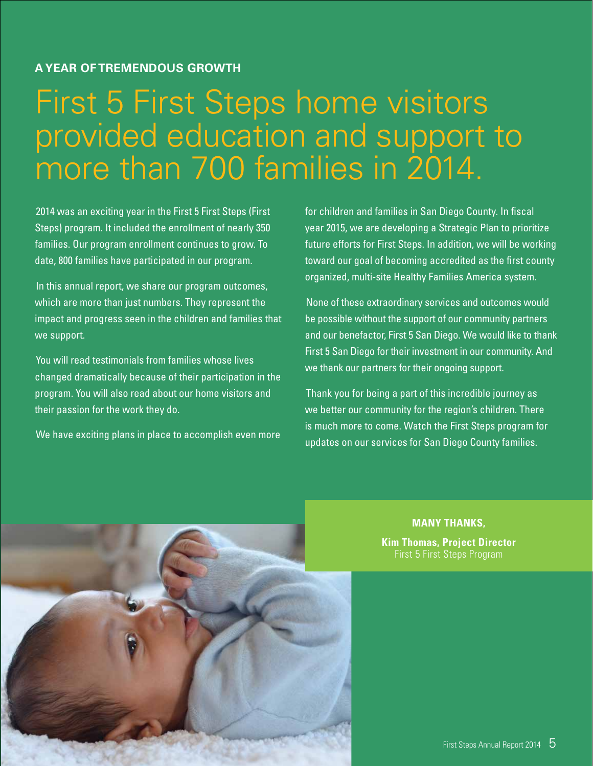**A YEAR OF TREMENDOUS GROWTH**

# First 5 First Steps home visitors provided education and support to more than 700 families in 2014.

2014 was an exciting year in the First 5 First Steps (First Steps) program. It included the enrollment of nearly 350 families. Our program enrollment continues to grow. To date, 800 families have participated in our program.

In this annual report, we share our program outcomes, which are more than just numbers. They represent the impact and progress seen in the children and families that we support.

You will read testimonials from families whose lives changed dramatically because of their participation in the program. You will also read about our home visitors and their passion for the work they do.

We have exciting plans in place to accomplish even more for children and families in San Diego County. In fiscal year 2015, we are developing a Strategic Plan to prioritize future efforts for First Steps. In addition, we will be working toward our goal of becoming accredited as the first county organized, multi-site Healthy Families America system.

None of these extraordinary services and outcomes would be possible without the support of our community partners and our benefactor, First 5 San Diego. We would like to thank First 5 San Diego for their investment in our community. And we thank our partners for their ongoing support.

Thank you for being a part of this incredible journey as we better our community for the region's children. There is much more to come. Watch the First Steps program for updates on our services for San Diego County families.

**MANY THANKS,**

**Kim Thomas, Project Director**
First 5 First Steps Program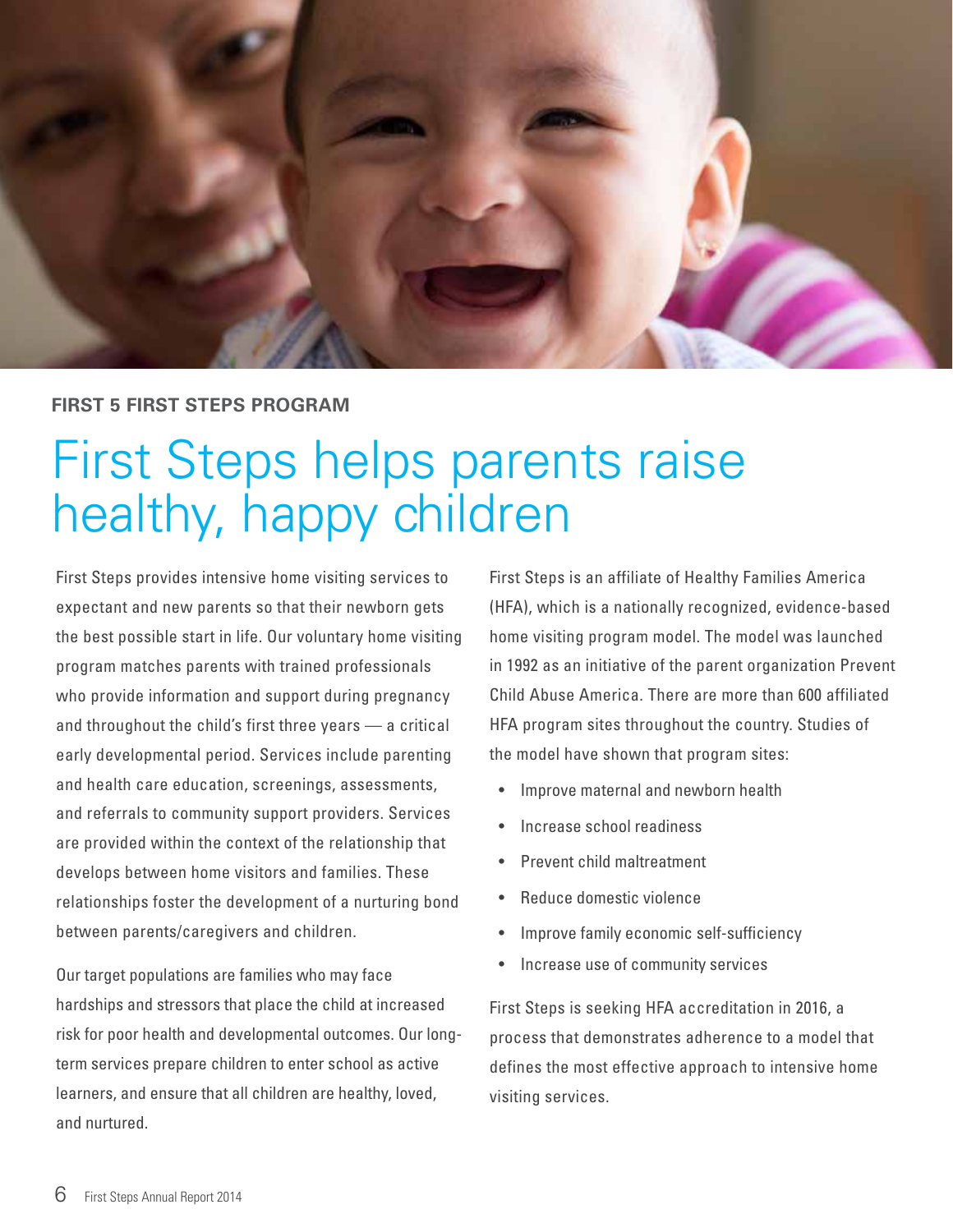FIRST 5 FIRST STEPS PROGRAM

# First Steps helps parents raise healthy, happy children

First Steps provides intensive home visiting services to expectant and new parents so that their newborn gets the best possible start in life. Our voluntary home visiting program matches parents with trained professionals who provide information and support during pregnancy and throughout the child's first three years — a critical early developmental period. Services include parenting and health care education, screenings, assessments, and referrals to community support providers. Services are provided within the context of the relationship that develops between home visitors and families. These relationships foster the development of a nurturing bond between parents/caregivers and children.

Our target populations are families who may face hardships and stressors that place the child at increased risk for poor health and developmental outcomes. Our long-term services prepare children to enter school as active learners, and ensure that all children are healthy, loved, and nurtured.

First Steps is an affiliate of Healthy Families America (HFA), which is a nationally recognized, evidence-based home visiting program model. The model was launched in 1992 as an initiative of the parent organization Prevent Child Abuse America. There are more than 600 affiliated HFA program sites throughout the country. Studies of the model have shown that program sites:

- Improve maternal and newborn health
- Increase school readiness
- Prevent child maltreatment
- Reduce domestic violence
- Improve family economic self-sufficiency
- Increase use of community services

First Steps is seeking HFA accreditation in 2016, a process that demonstrates adherence to a model that defines the most effective approach to intensive home visiting services.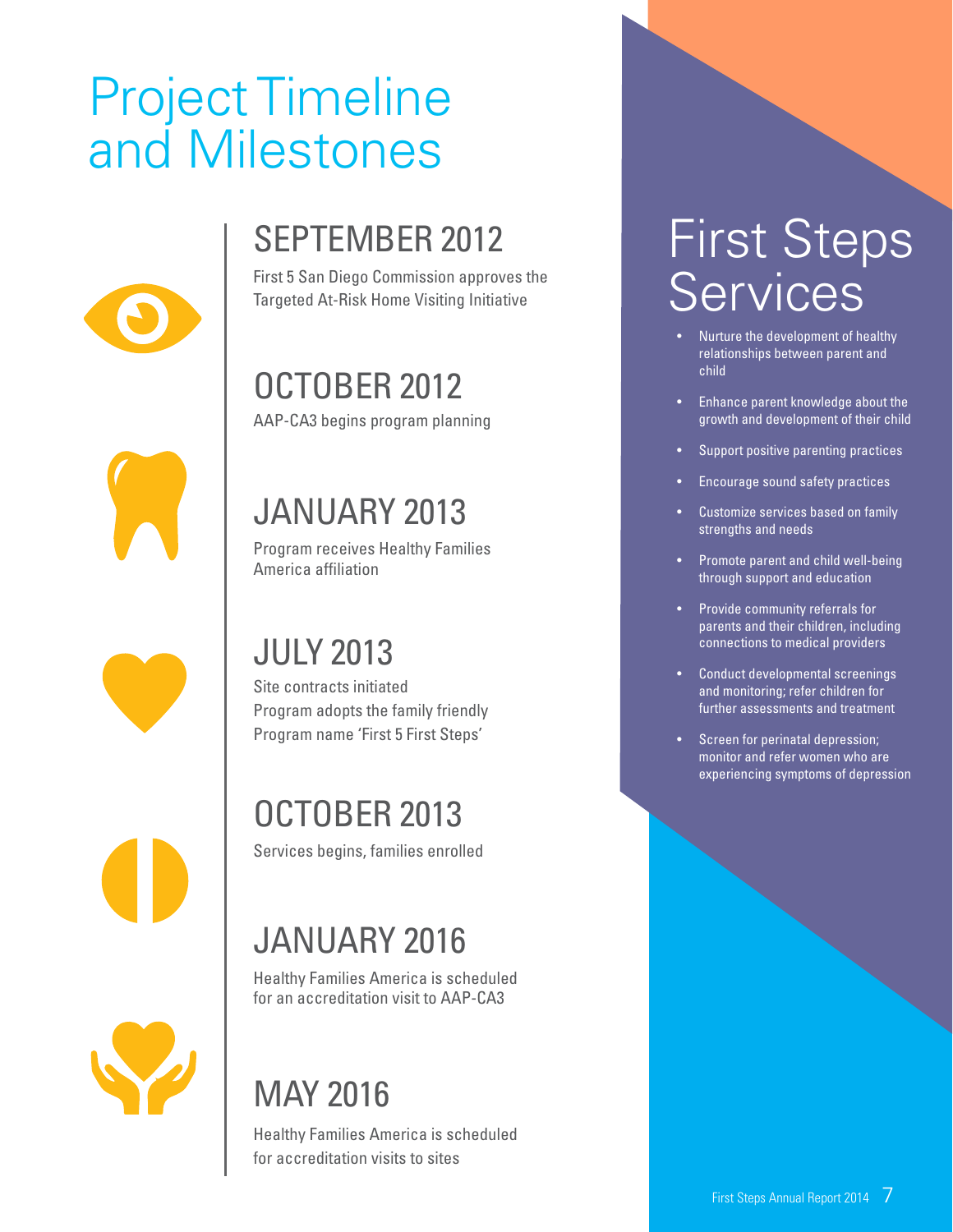# Project Timeline and Milestones

## SEPTEMBER 2012

First 5 San Diego Commission approves the Targeted At-Risk Home Visiting Initiative

## OCTOBER 2012

AAP-CA3 begins program planning

## JANUARY 2013

Program receives Healthy Families America affiliation

## JULY 2013

Site contracts initiated
Program adopts the family friendly
Program name 'First 5 First Steps'

## OCTOBER 2013

Services begins, families enrolled

## JANUARY 2016

Healthy Families America is scheduled for an accreditation visit to AAP-CA3

## MAY 2016

Healthy Families America is scheduled for accreditation visits to sites

# First Steps Services

- Nurture the development of healthy relationships between parent and child
- Enhance parent knowledge about the growth and development of their child
- Support positive parenting practices
- Encourage sound safety practices
- Customize services based on family strengths and needs
- Promote parent and child well-being through support and education
- Provide community referrals for parents and their children, including connections to medical providers
- Conduct developmental screenings and monitoring; refer children for further assessments and treatment
- Screen for perinatal depression; monitor and refer women who are experiencing symptoms of depression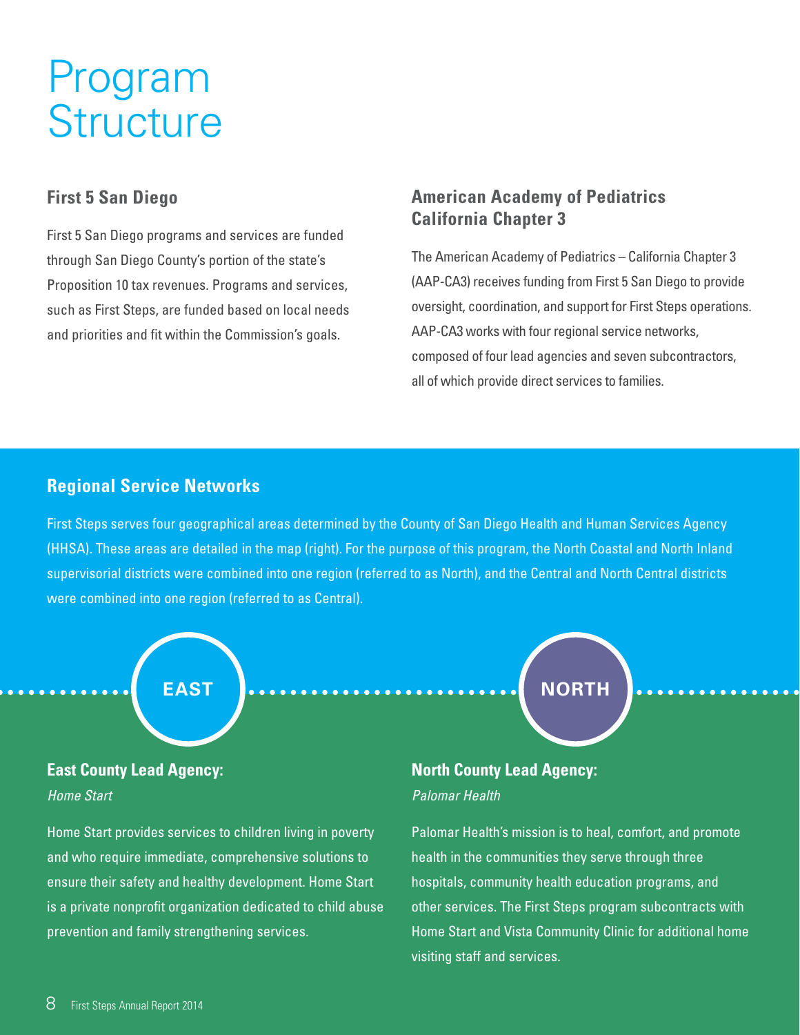# Program Structure

## First 5 San Diego

First 5 San Diego programs and services are funded through San Diego County's portion of the state's Proposition 10 tax revenues. Programs and services, such as First Steps, are funded based on local needs and priorities and fit within the Commission's goals.

## American Academy of Pediatrics California Chapter 3

The American Academy of Pediatrics – California Chapter 3 (AAP-CA3) receives funding from First 5 San Diego to provide oversight, coordination, and support for First Steps operations. AAP-CA3 works with four regional service networks, composed of four lead agencies and seven subcontractors, all of which provide direct services to families.

## Regional Service Networks

First Steps serves four geographical areas determined by the County of San Diego Health and Human Services Agency (HHSA). These areas are detailed in the map (right). For the purpose of this program, the North Coastal and North Inland supervisorial districts were combined into one region (referred to as North), and the Central and North Central districts were combined into one region (referred to as Central).

### EAST

**East County Lead Agency:**
*Home Start*

Home Start provides services to children living in poverty and who require immediate, comprehensive solutions to ensure their safety and healthy development. Home Start is a private nonprofit organization dedicated to child abuse prevention and family strengthening services.

### NORTH

**North County Lead Agency:**
*Palomar Health*

Palomar Health's mission is to heal, comfort, and promote health in the communities they serve through three hospitals, community health education programs, and other services. The First Steps program subcontracts with Home Start and Vista Community Clinic for additional home visiting staff and services.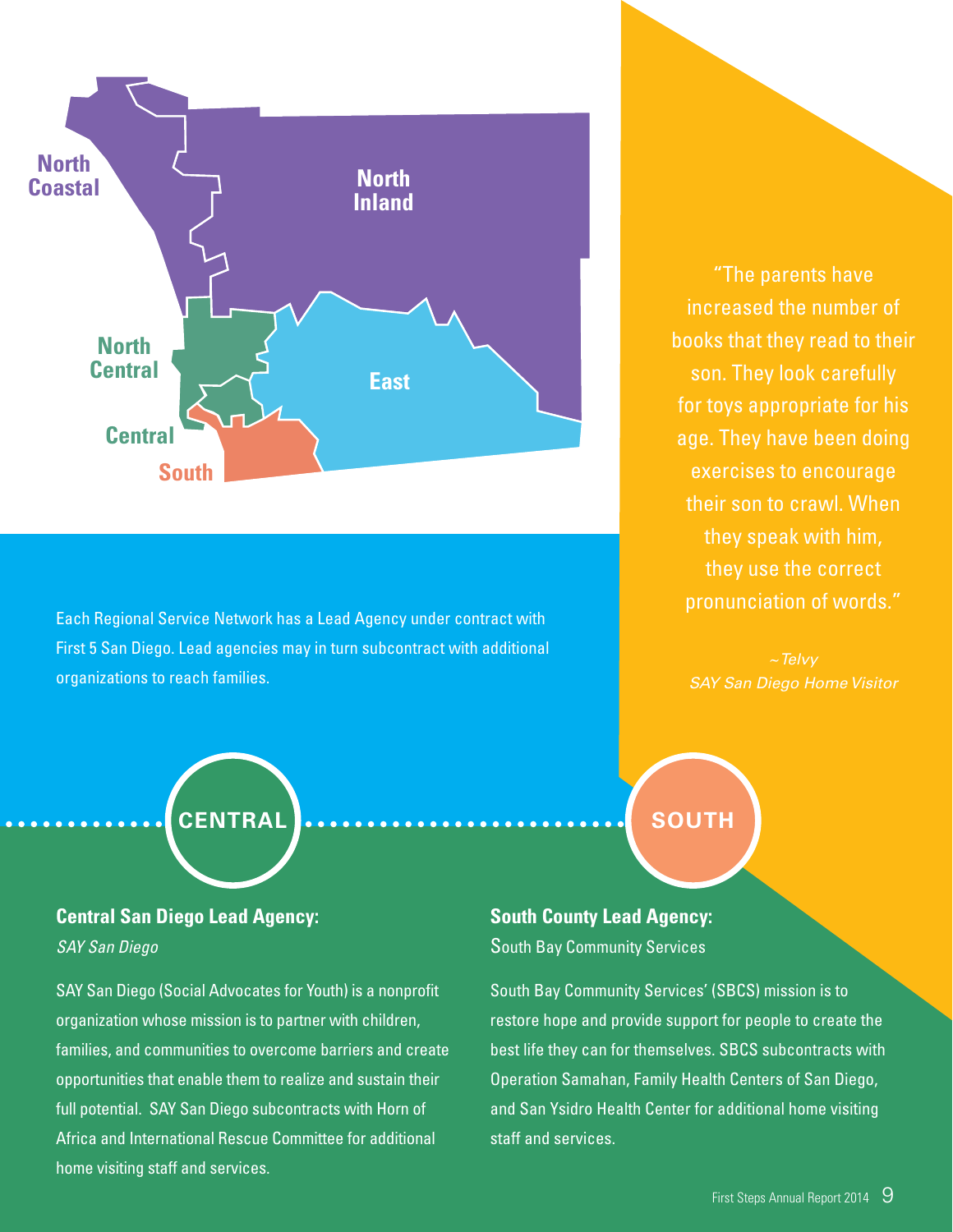North Coastal

North Inland

North Central

East

Central

South

Each Regional Service Network has a Lead Agency under contract with First 5 San Diego. Lead agencies may in turn subcontract with additional organizations to reach families.

"The parents have increased the number of books that they read to their son. They look carefully for toys appropriate for his age. They have been doing exercises to encourage their son to crawl. When they speak with him, they use the correct pronunciation of words."

*~ Telvy*
*SAY San Diego Home Visitor*

## CENTRAL

**Central San Diego Lead Agency:**
*SAY San Diego*

SAY San Diego (Social Advocates for Youth) is a nonprofit organization whose mission is to partner with children, families, and communities to overcome barriers and create opportunities that enable them to realize and sustain their full potential. SAY San Diego subcontracts with Horn of Africa and International Rescue Committee for additional home visiting staff and services.

## SOUTH

**South County Lead Agency:**
South Bay Community Services

South Bay Community Services' (SBCS) mission is to restore hope and provide support for people to create the best life they can for themselves. SBCS subcontracts with Operation Samahan, Family Health Centers of San Diego, and San Ysidro Health Center for additional home visiting staff and services.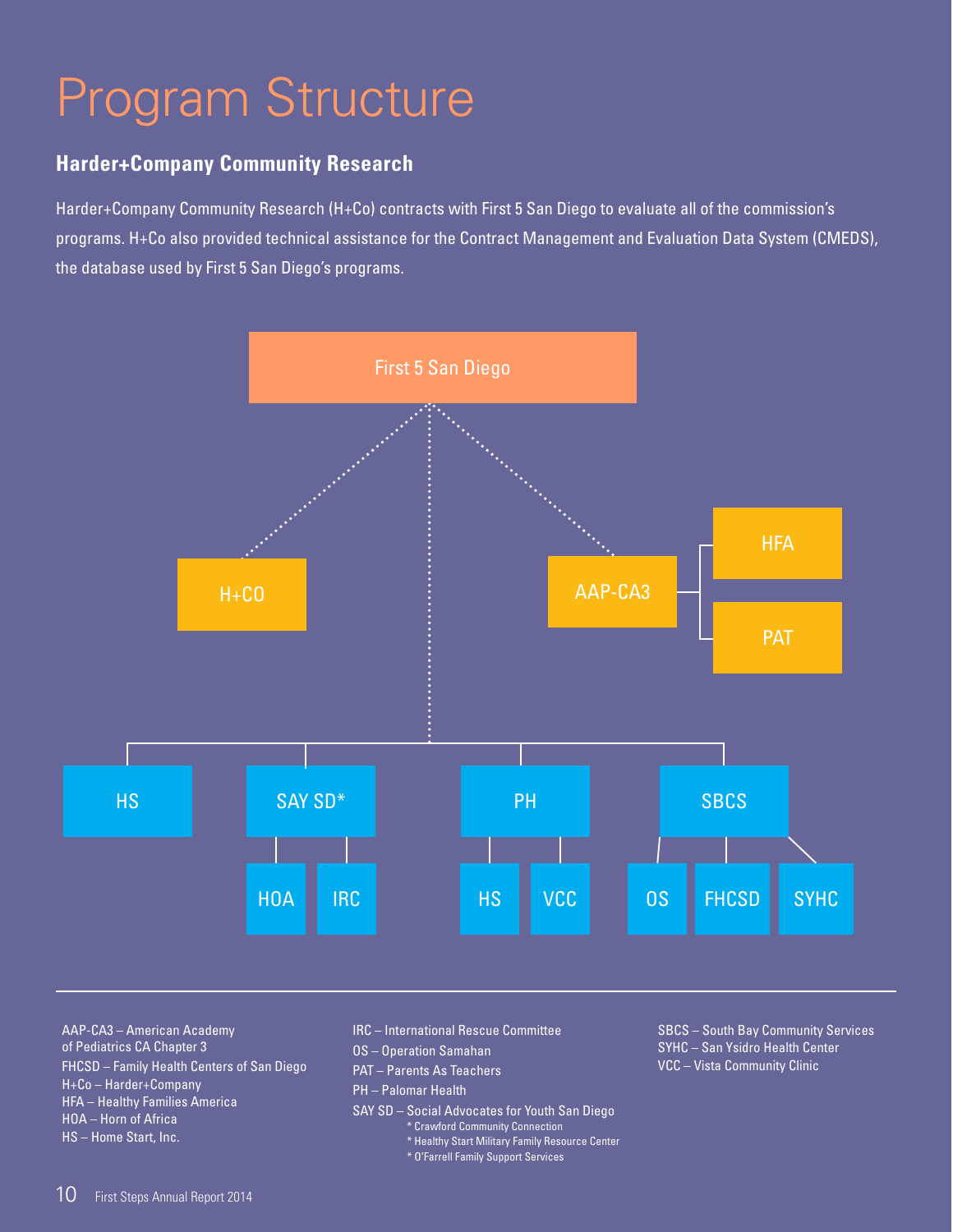# Program Structure

## Harder+Company Community Research

Harder+Company Community Research (H+Co) contracts with First 5 San Diego to evaluate all of the commission's programs. H+Co also provided technical assistance for the Contract Management and Evaluation Data System (CMEDS), the database used by First 5 San Diego's programs.

First 5 San Diego

- H+CO
- AAP-CA3
  - HFA
  - PAT
- HS
- SAY SD*
  - HOA
  - IRC
- PH
  - HS
  - VCC
- SBCS
  - OS
  - FHCSD
  - SYHC

AAP-CA3 – American Academy of Pediatrics CA Chapter 3
FHCSD – Family Health Centers of San Diego
H+Co – Harder+Company
HFA – Healthy Families America
HOA – Horn of Africa
HS – Home Start, Inc.
IRC – International Rescue Committee
OS – Operation Samahan
PAT – Parents As Teachers
PH – Palomar Health
SAY SD – Social Advocates for Youth San Diego
* Crawford Community Connection
* Healthy Start Military Family Resource Center
* O'Farrell Family Support Services
SBCS – South Bay Community Services
SYHC – San Ysidro Health Center
VCC – Vista Community Clinic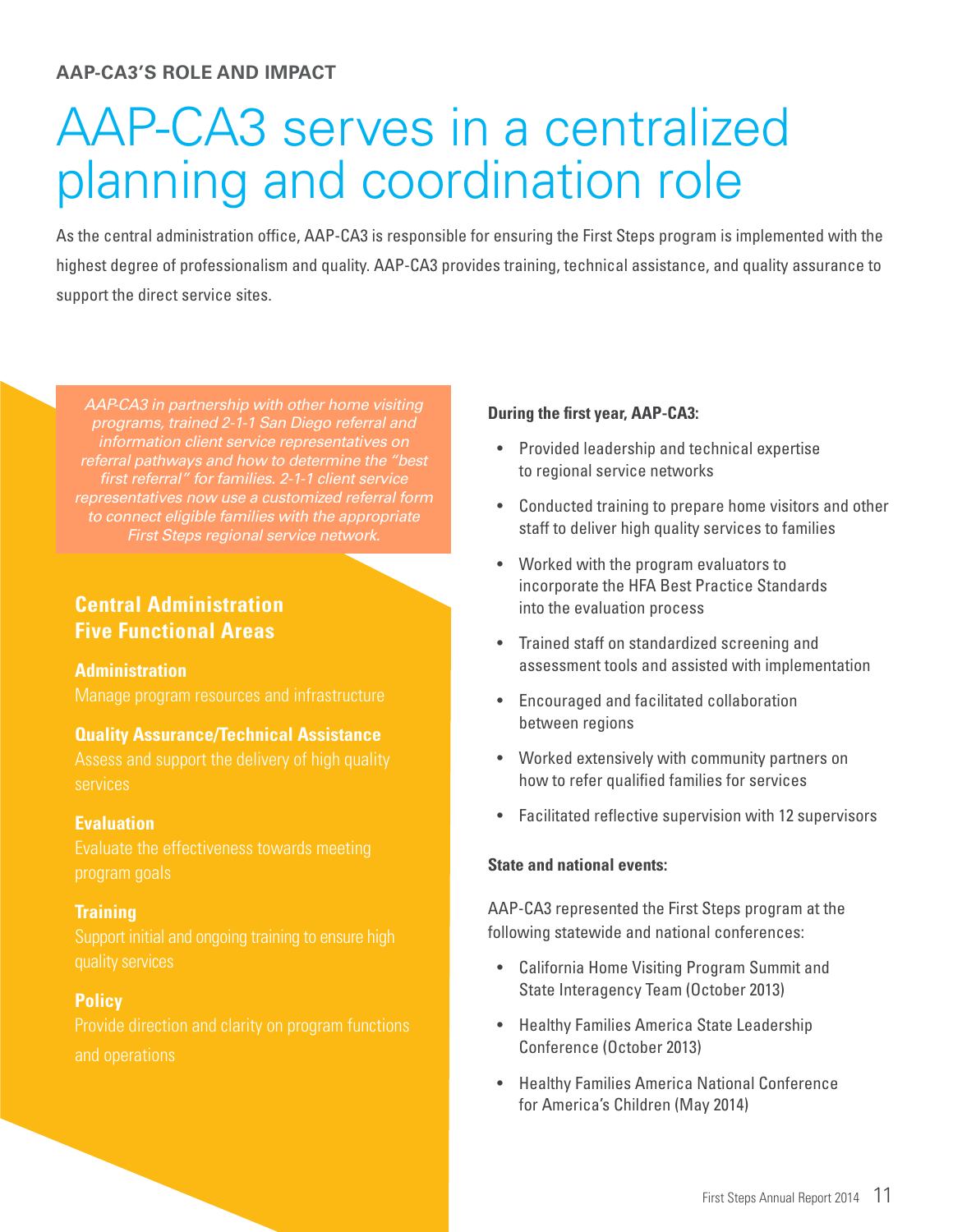AAP-CA3'S ROLE AND IMPACT

# AAP-CA3 serves in a centralized planning and coordination role

As the central administration office, AAP-CA3 is responsible for ensuring the First Steps program is implemented with the highest degree of professionalism and quality. AAP-CA3 provides training, technical assistance, and quality assurance to support the direct service sites.

*AAP-CA3 in partnership with other home visiting programs, trained 2-1-1 San Diego referral and information client service representatives on referral pathways and how to determine the "best first referral" for families. 2-1-1 client service representatives now use a customized referral form to connect eligible families with the appropriate First Steps regional service network.*

## Central Administration Five Functional Areas

**Administration**
Manage program resources and infrastructure

**Quality Assurance/Technical Assistance**
Assess and support the delivery of high quality services

**Evaluation**
Evaluate the effectiveness towards meeting program goals

**Training**
Support initial and ongoing training to ensure high quality services

**Policy**
Provide direction and clarity on program functions and operations

**During the first year, AAP-CA3:**

- Provided leadership and technical expertise to regional service networks
- Conducted training to prepare home visitors and other staff to deliver high quality services to families
- Worked with the program evaluators to incorporate the HFA Best Practice Standards into the evaluation process
- Trained staff on standardized screening and assessment tools and assisted with implementation
- Encouraged and facilitated collaboration between regions
- Worked extensively with community partners on how to refer qualified families for services
- Facilitated reflective supervision with 12 supervisors

**State and national events:**

AAP-CA3 represented the First Steps program at the following statewide and national conferences:

- California Home Visiting Program Summit and State Interagency Team (October 2013)
- Healthy Families America State Leadership Conference (October 2013)
- Healthy Families America National Conference for America's Children (May 2014)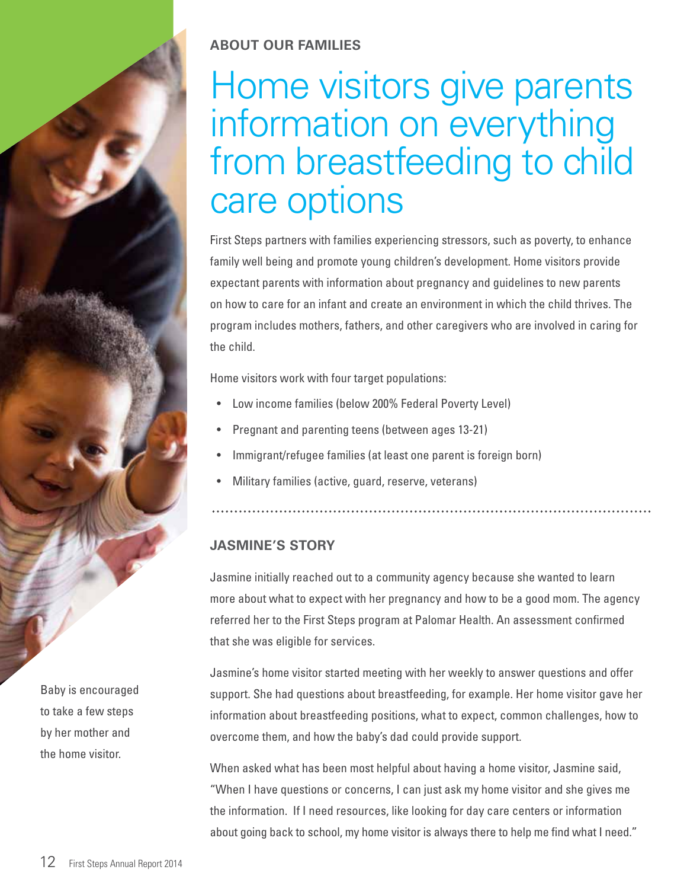## ABOUT OUR FAMILIES

# Home visitors give parents information on everything from breastfeeding to child care options

First Steps partners with families experiencing stressors, such as poverty, to enhance family well being and promote young children's development. Home visitors provide expectant parents with information about pregnancy and guidelines to new parents on how to care for an infant and create an environment in which the child thrives. The program includes mothers, fathers, and other caregivers who are involved in caring for the child.

Home visitors work with four target populations:

- Low income families (below 200% Federal Poverty Level)
- Pregnant and parenting teens (between ages 13-21)
- Immigrant/refugee families (at least one parent is foreign born)
- Military families (active, guard, reserve, veterans)

## JASMINE'S STORY

Jasmine initially reached out to a community agency because she wanted to learn more about what to expect with her pregnancy and how to be a good mom. The agency referred her to the First Steps program at Palomar Health. An assessment confirmed that she was eligible for services.

Jasmine's home visitor started meeting with her weekly to answer questions and offer support. She had questions about breastfeeding, for example. Her home visitor gave her information about breastfeeding positions, what to expect, common challenges, how to overcome them, and how the baby's dad could provide support.

When asked what has been most helpful about having a home visitor, Jasmine said, "When I have questions or concerns, I can just ask my home visitor and she gives me the information. If I need resources, like looking for day care centers or information about going back to school, my home visitor is always there to help me find what I need."

Baby is encouraged to take a few steps by her mother and the home visitor.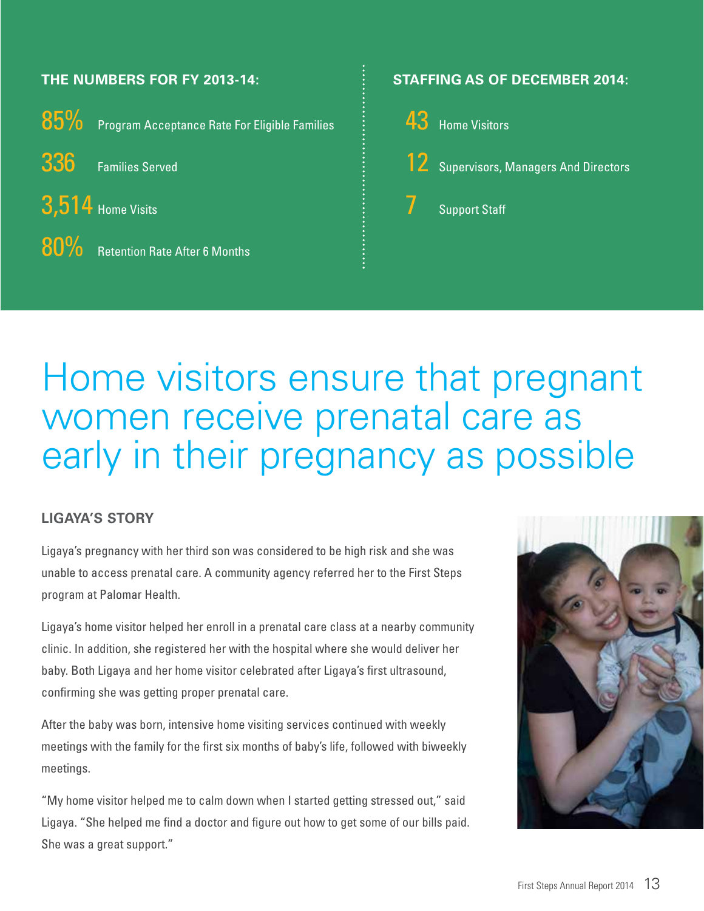### THE NUMBERS FOR FY 2013-14:

**85%** Program Acceptance Rate For Eligible Families

**336** Families Served

**3,514** Home Visits

**80%** Retention Rate After 6 Months

### STAFFING AS OF DECEMBER 2014:

**43** Home Visitors

**12** Supervisors, Managers And Directors

**7** Support Staff

# Home visitors ensure that pregnant women receive prenatal care as early in their pregnancy as possible

### LIGAYA'S STORY

Ligaya's pregnancy with her third son was considered to be high risk and she was unable to access prenatal care. A community agency referred her to the First Steps program at Palomar Health.

Ligaya's home visitor helped her enroll in a prenatal care class at a nearby community clinic. In addition, she registered her with the hospital where she would deliver her baby. Both Ligaya and her home visitor celebrated after Ligaya's first ultrasound, confirming she was getting proper prenatal care.

After the baby was born, intensive home visiting services continued with weekly meetings with the family for the first six months of baby's life, followed with biweekly meetings.

"My home visitor helped me to calm down when I started getting stressed out," said Ligaya. "She helped me find a doctor and figure out how to get some of our bills paid. She was a great support."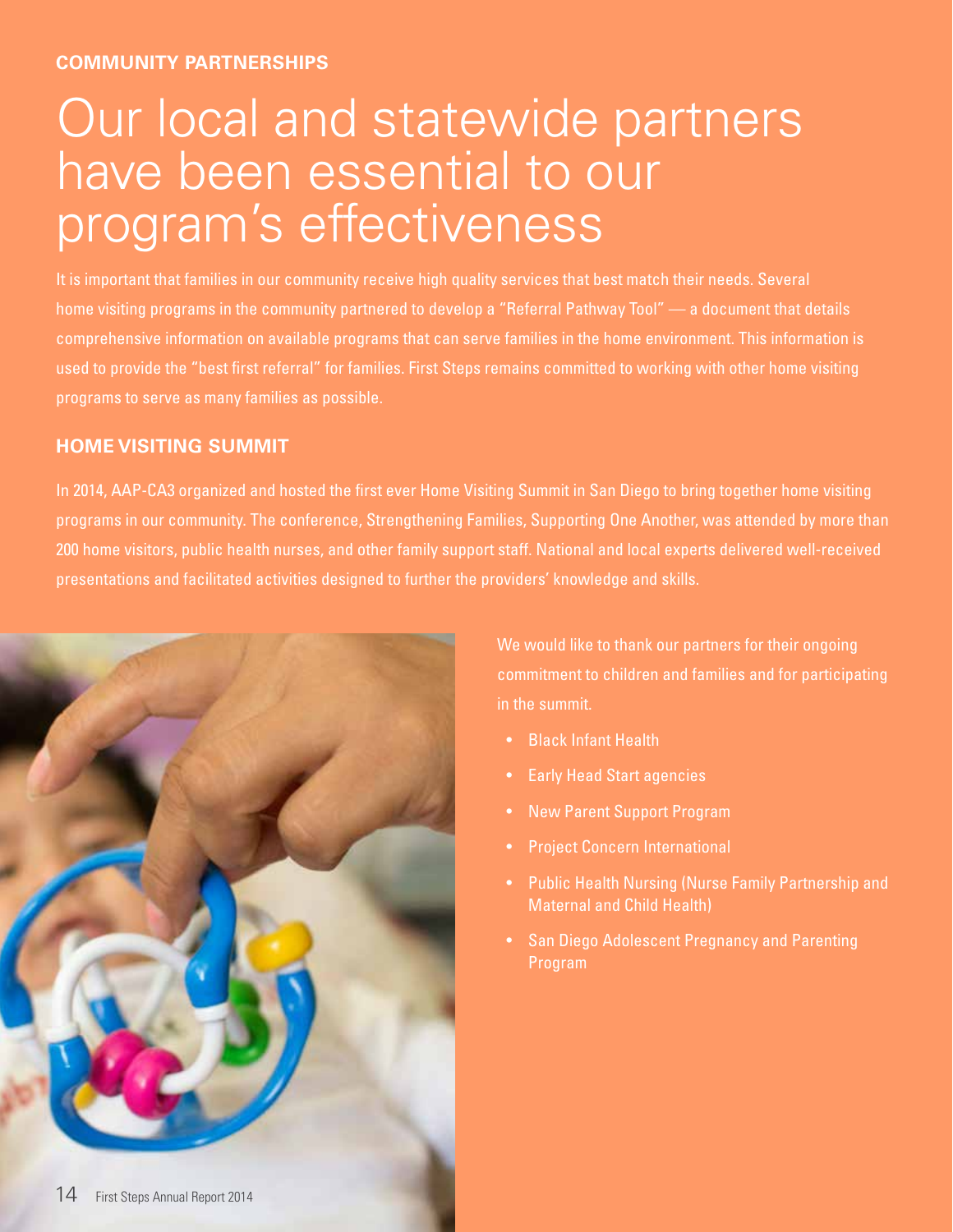**COMMUNITY PARTNERSHIPS**

# Our local and statewide partners have been essential to our program's effectiveness

It is important that families in our community receive high quality services that best match their needs. Several home visiting programs in the community partnered to develop a "Referral Pathway Tool" — a document that details comprehensive information on available programs that can serve families in the home environment. This information is used to provide the "best first referral" for families. First Steps remains committed to working with other home visiting programs to serve as many families as possible.

## HOME VISITING SUMMIT

In 2014, AAP-CA3 organized and hosted the first ever Home Visiting Summit in San Diego to bring together home visiting programs in our community. The conference, Strengthening Families, Supporting One Another, was attended by more than 200 home visitors, public health nurses, and other family support staff. National and local experts delivered well-received presentations and facilitated activities designed to further the providers' knowledge and skills.

We would like to thank our partners for their ongoing commitment to children and families and for participating in the summit.

- Black Infant Health
- Early Head Start agencies
- New Parent Support Program
- Project Concern International
- Public Health Nursing (Nurse Family Partnership and Maternal and Child Health)
- San Diego Adolescent Pregnancy and Parenting Program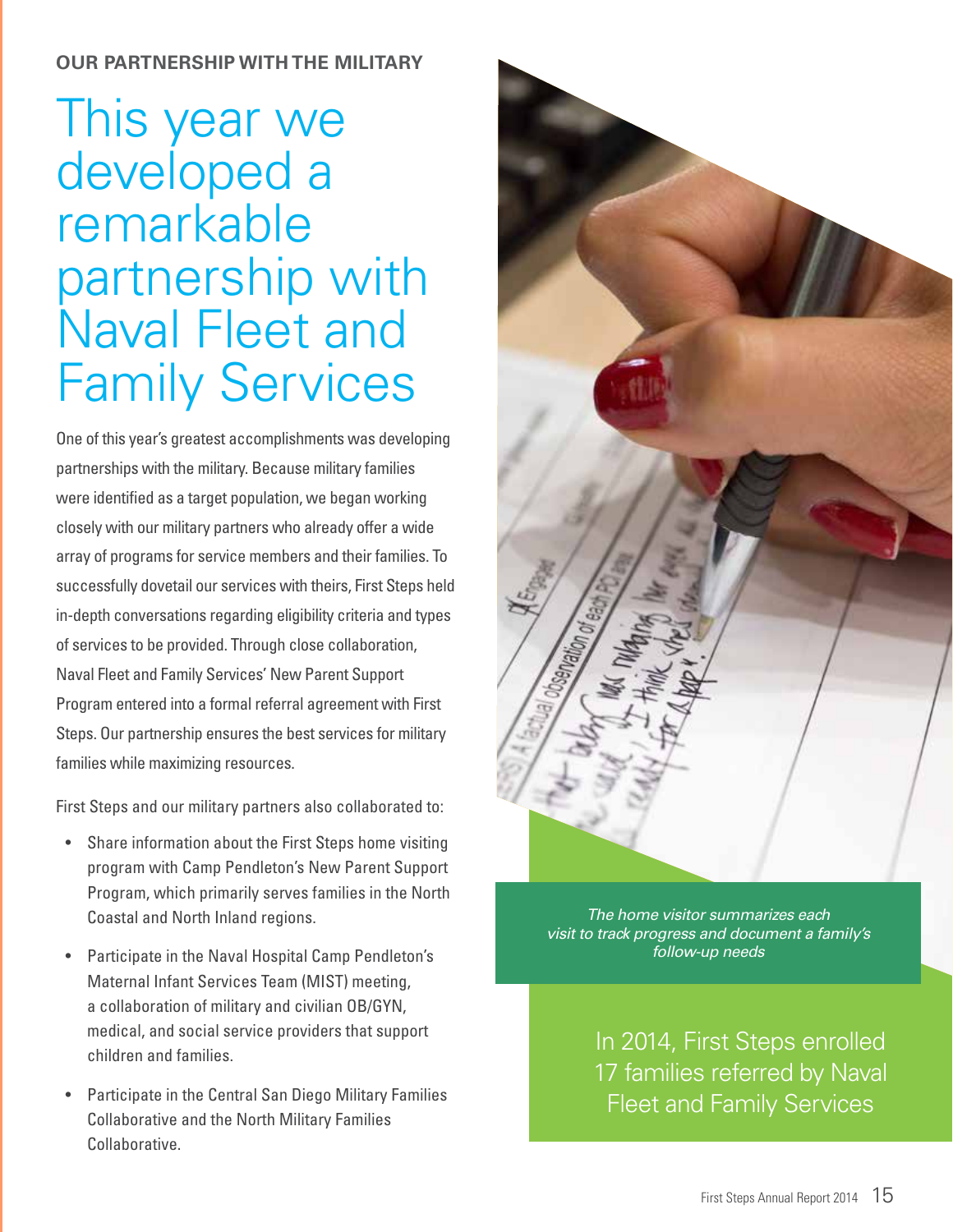**OUR PARTNERSHIP WITH THE MILITARY**

# This year we developed a remarkable partnership with Naval Fleet and Family Services

One of this year's greatest accomplishments was developing partnerships with the military. Because military families were identified as a target population, we began working closely with our military partners who already offer a wide array of programs for service members and their families. To successfully dovetail our services with theirs, First Steps held in-depth conversations regarding eligibility criteria and types of services to be provided. Through close collaboration, Naval Fleet and Family Services' New Parent Support Program entered into a formal referral agreement with First Steps. Our partnership ensures the best services for military families while maximizing resources.

First Steps and our military partners also collaborated to:

- Share information about the First Steps home visiting program with Camp Pendleton's New Parent Support Program, which primarily serves families in the North Coastal and North Inland regions.
- Participate in the Naval Hospital Camp Pendleton's Maternal Infant Services Team (MIST) meeting, a collaboration of military and civilian OB/GYN, medical, and social service providers that support children and families.
- Participate in the Central San Diego Military Families Collaborative and the North Military Families Collaborative.

*The home visitor summarizes each visit to track progress and document a family's follow-up needs*

In 2014, First Steps enrolled 17 families referred by Naval Fleet and Family Services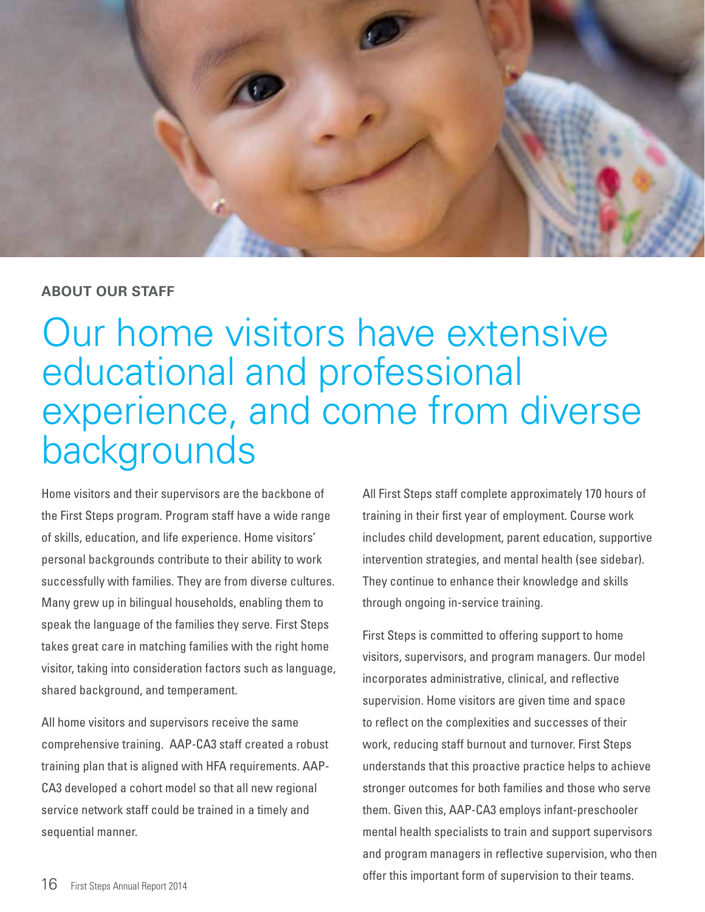**ABOUT OUR STAFF**

# Our home visitors have extensive educational and professional experience, and come from diverse backgrounds

Home visitors and their supervisors are the backbone of the First Steps program. Program staff have a wide range of skills, education, and life experience. Home visitors' personal backgrounds contribute to their ability to work successfully with families. They are from diverse cultures. Many grew up in bilingual households, enabling them to speak the language of the families they serve. First Steps takes great care in matching families with the right home visitor, taking into consideration factors such as language, shared background, and temperament.

All home visitors and supervisors receive the same comprehensive training. AAP-CA3 staff created a robust training plan that is aligned with HFA requirements. AAP-CA3 developed a cohort model so that all new regional service network staff could be trained in a timely and sequential manner.

All First Steps staff complete approximately 170 hours of training in their first year of employment. Course work includes child development, parent education, supportive intervention strategies, and mental health (see sidebar). They continue to enhance their knowledge and skills through ongoing in-service training.

First Steps is committed to offering support to home visitors, supervisors, and program managers. Our model incorporates administrative, clinical, and reflective supervision. Home visitors are given time and space to reflect on the complexities and successes of their work, reducing staff burnout and turnover. First Steps understands that this proactive practice helps to achieve stronger outcomes for both families and those who serve them. Given this, AAP-CA3 employs infant-preschooler mental health specialists to train and support supervisors and program managers in reflective supervision, who then offer this important form of supervision to their teams.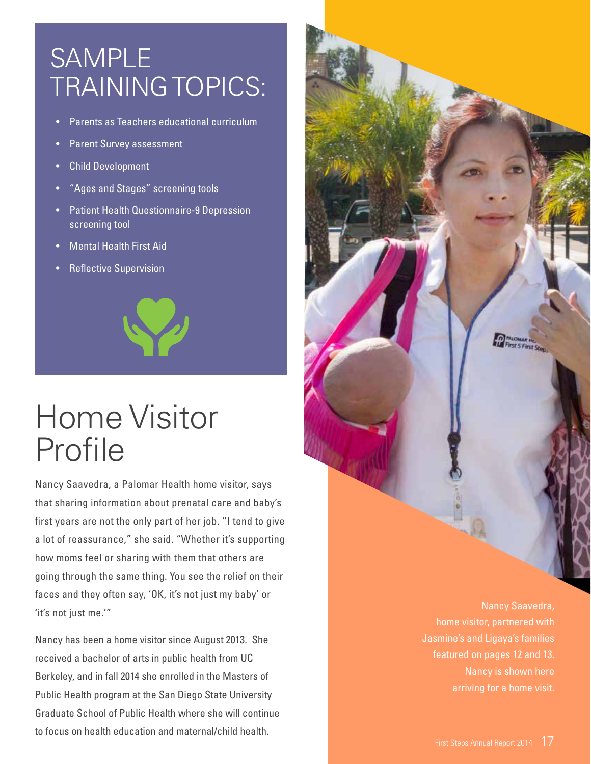## SAMPLE TRAINING TOPICS:

- Parents as Teachers educational curriculum
- Parent Survey assessment
- Child Development
- "Ages and Stages" screening tools
- Patient Health Questionnaire-9 Depression screening tool
- Mental Health First Aid
- Reflective Supervision

# Home Visitor Profile

Nancy Saavedra, a Palomar Health home visitor, says that sharing information about prenatal care and baby's first years are not the only part of her job. "I tend to give a lot of reassurance," she said. "Whether it's supporting how moms feel or sharing with them that others are going through the same thing. You see the relief on their faces and they often say, 'OK, it's not just my baby' or 'it's not just me.'"

Nancy has been a home visitor since August 2013. She received a bachelor of arts in public health from UC Berkeley, and in fall 2014 she enrolled in the Masters of Public Health program at the San Diego State University Graduate School of Public Health where she will continue to focus on health education and maternal/child health.

Nancy Saavedra, home visitor, partnered with Jasmine's and Ligaya's families featured on pages 12 and 13. Nancy is shown here arriving for a home visit.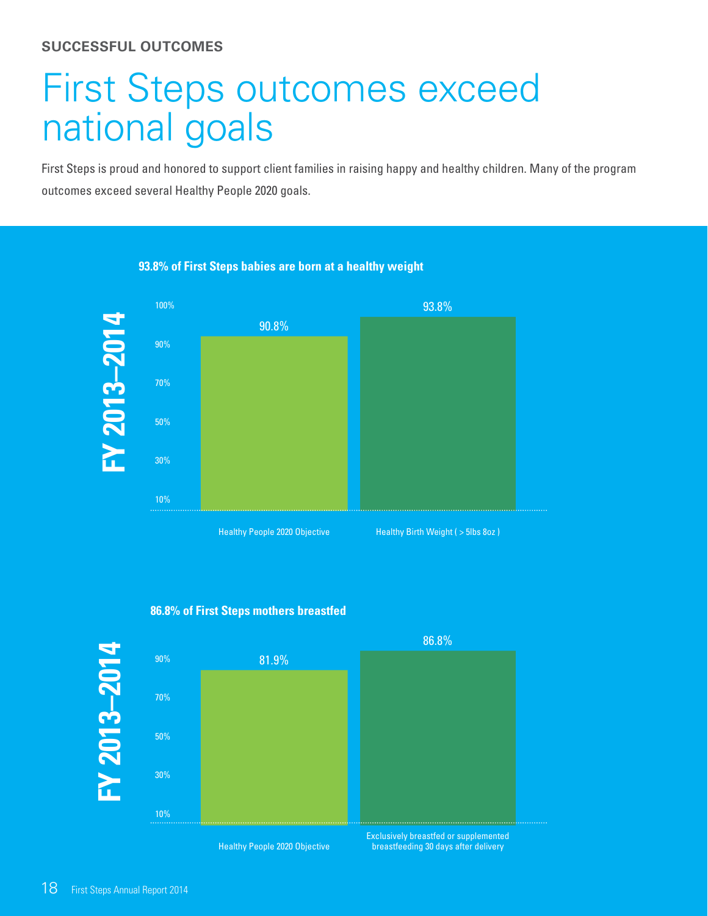**SUCCESSFUL OUTCOMES**

# First Steps outcomes exceed national goals

First Steps is proud and honored to support client families in raising happy and healthy children. Many of the program outcomes exceed several Healthy People 2020 goals.

**93.8% of First Steps babies are born at a healthy weight**

**FY 2013–2014**

| | Healthy People 2020 Objective | Healthy Birth Weight ( > 5lbs 8oz ) |
|---|---|---|
| FY 2013–2014 | 90.8% | 93.8% |

**86.8% of First Steps mothers breastfed**

**FY 2013–2014**

| | Healthy People 2020 Objective | Exclusively breastfed or supplemented breastfeeding 30 days after delivery |
|---|---|---|
| FY 2013–2014 | 81.9% | 86.8% |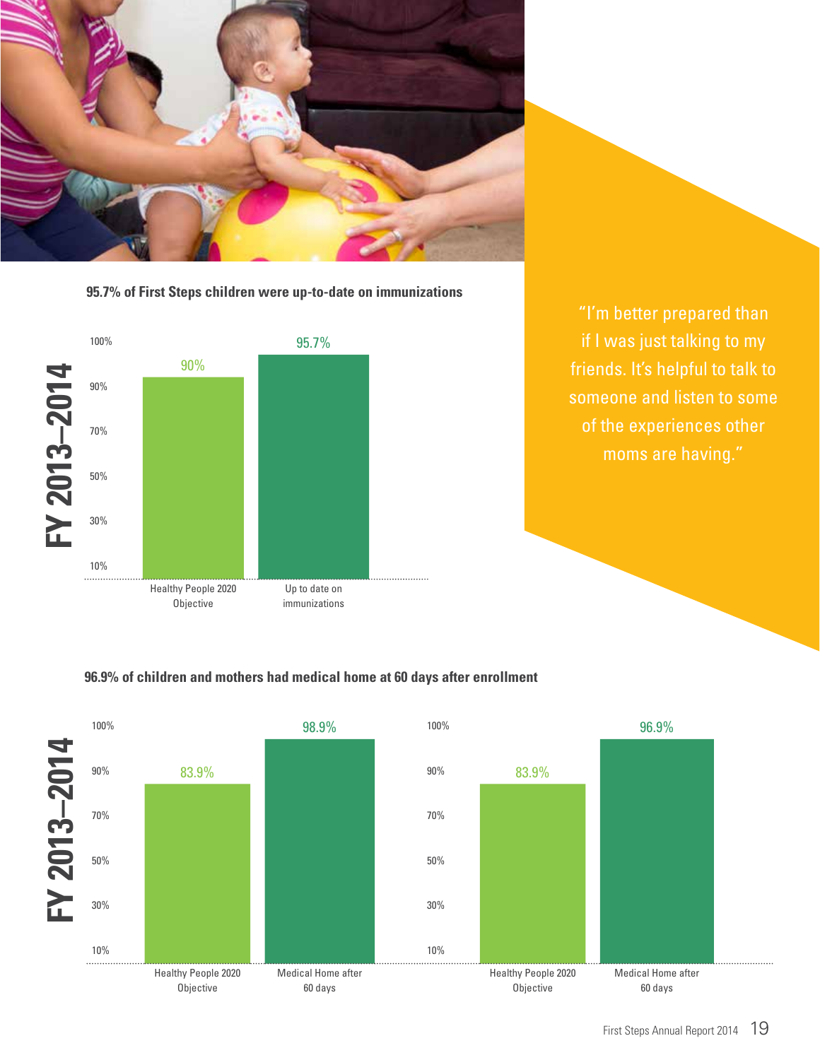**95.7% of First Steps children were up-to-date on immunizations**

**FY 2013–2014**

| | Healthy People 2020 Objective | Up to date on immunizations |
|---|---|---|
| FY 2013–2014 | 90% | 95.7% |

"I'm better prepared than if I was just talking to my friends. It's helpful to talk to someone and listen to some of the experiences other moms are having."

**96.9% of children and mothers had medical home at 60 days after enrollment**

**FY 2013–2014**

| | Healthy People 2020 Objective | Medical Home after 60 days |
|---|---|---|
| Chart 1 | 83.9% | 98.9% |
| Chart 2 | 83.9% | 96.9% |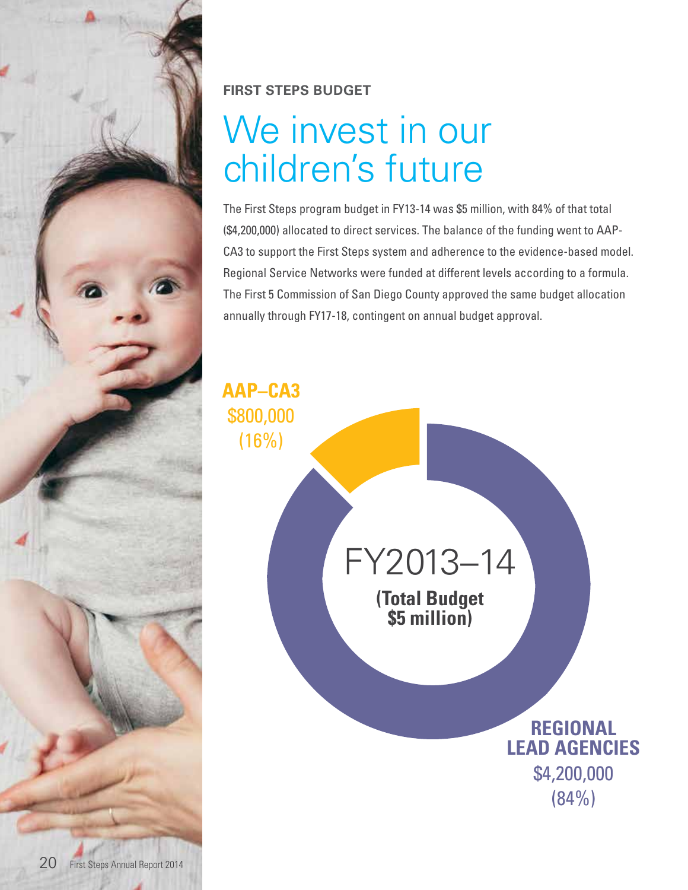**FIRST STEPS BUDGET**

# We invest in our children's future

The First Steps program budget in FY13-14 was $5 million, with 84% of that total ($4,200,000) allocated to direct services. The balance of the funding went to AAP-CA3 to support the First Steps system and adherence to the evidence-based model. Regional Service Networks were funded at different levels according to a formula. The First 5 Commission of San Diego County approved the same budget allocation annually through FY17-18, contingent on annual budget approval.

**AAP–CA3**
$800,000
(16%)

FY2013–14
**(Total Budget $5 million)**

**REGIONAL LEAD AGENCIES**
$4,200,000
(84%)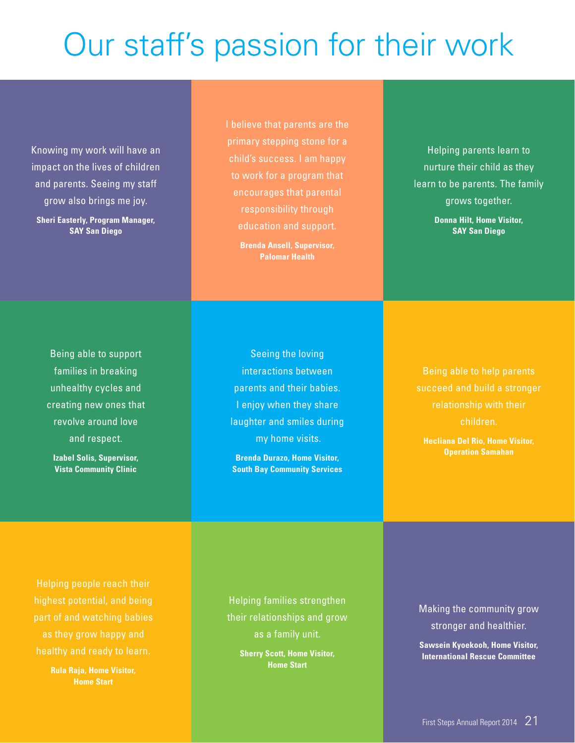# Our staff's passion for their work

Knowing my work will have an impact on the lives of children and parents. Seeing my staff grow also brings me joy.

**Sheri Easterly, Program Manager, SAY San Diego**

I believe that parents are the primary stepping stone for a child's success. I am happy to work for a program that encourages that parental responsibility through education and support.

**Brenda Ansell, Supervisor, Palomar Health**

Helping parents learn to nurture their child as they learn to be parents. The family grows together.

**Donna Hilt, Home Visitor, SAY San Diego**

Being able to support families in breaking unhealthy cycles and creating new ones that revolve around love and respect.

**Izabel Solis, Supervisor, Vista Community Clinic**

Seeing the loving interactions between parents and their babies. I enjoy when they share laughter and smiles during my home visits.

**Brenda Durazo, Home Visitor, South Bay Community Services**

Being able to help parents succeed and build a stronger relationship with their children.

**Hecliana Del Rio, Home Visitor, Operation Samahan**

Helping people reach their highest potential, and being part of and watching babies as they grow happy and healthy and ready to learn.

**Rula Raja, Home Visitor, Home Start**

Helping families strengthen their relationships and grow as a family unit.

**Sherry Scott, Home Visitor, Home Start**

Making the community grow stronger and healthier.

**Sawsein Kyoekooh, Home Visitor, International Rescue Committee**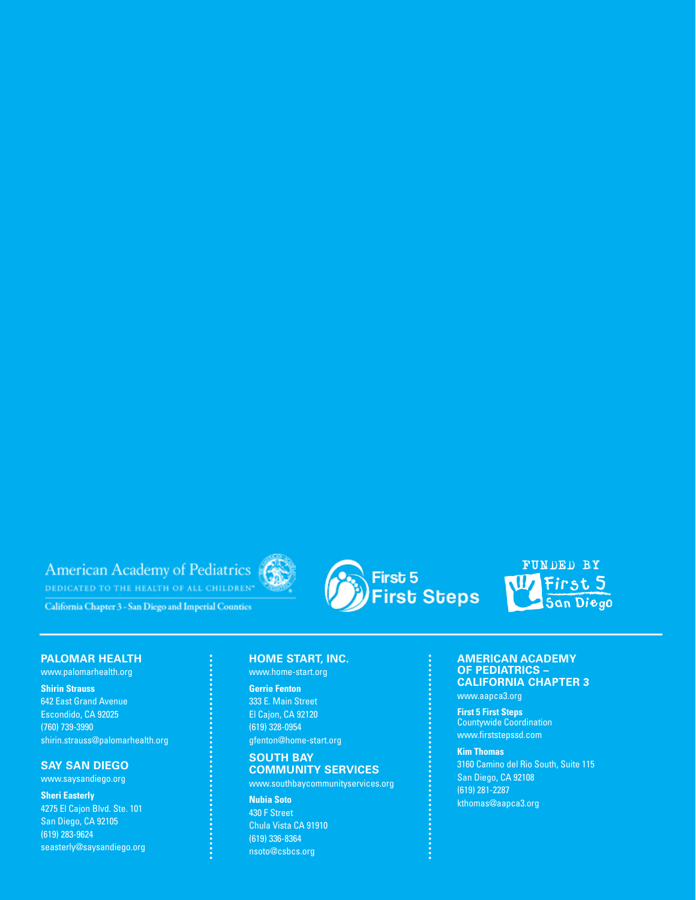American Academy of Pediatrics

DEDICATED TO THE HEALTH OF ALL CHILDREN™

California Chapter 3 - San Diego and Imperial Counties

First 5 First Steps

FUNDED BY First 5 San Diego

## PALOMAR HEALTH

www.palomarhealth.org

**Shirin Strauss**
642 East Grand Avenue
Escondido, CA 92025
(760) 739-3990
shirin.strauss@palomarhealth.org

## SAY SAN DIEGO

www.saysandiego.org

**Sheri Easterly**
4275 El Cajon Blvd. Ste. 101
San Diego, CA 92105
(619) 283-9624
seasterly@saysandiego.org

## HOME START, INC.

www.home-start.org

**Gerrie Fenton**
333 E. Main Street
El Cajon, CA 92120
(619) 328-0954
gfenton@home-start.org

## SOUTH BAY COMMUNITY SERVICES

www.southbaycommunityservices.org

**Nubia Soto**
430 F Street
Chula Vista CA 91910
(619) 336-8364
nsoto@csbcs.org

## AMERICAN ACADEMY OF PEDIATRICS – CALIFORNIA CHAPTER 3

www.aapca3.org

**First 5 First Steps**
Countywide Coordination
www.firststepssd.com

**Kim Thomas**
3160 Camino del Rio South, Suite 115
San Diego, CA 92108
(619) 281-2287
kthomas@aapca3.org